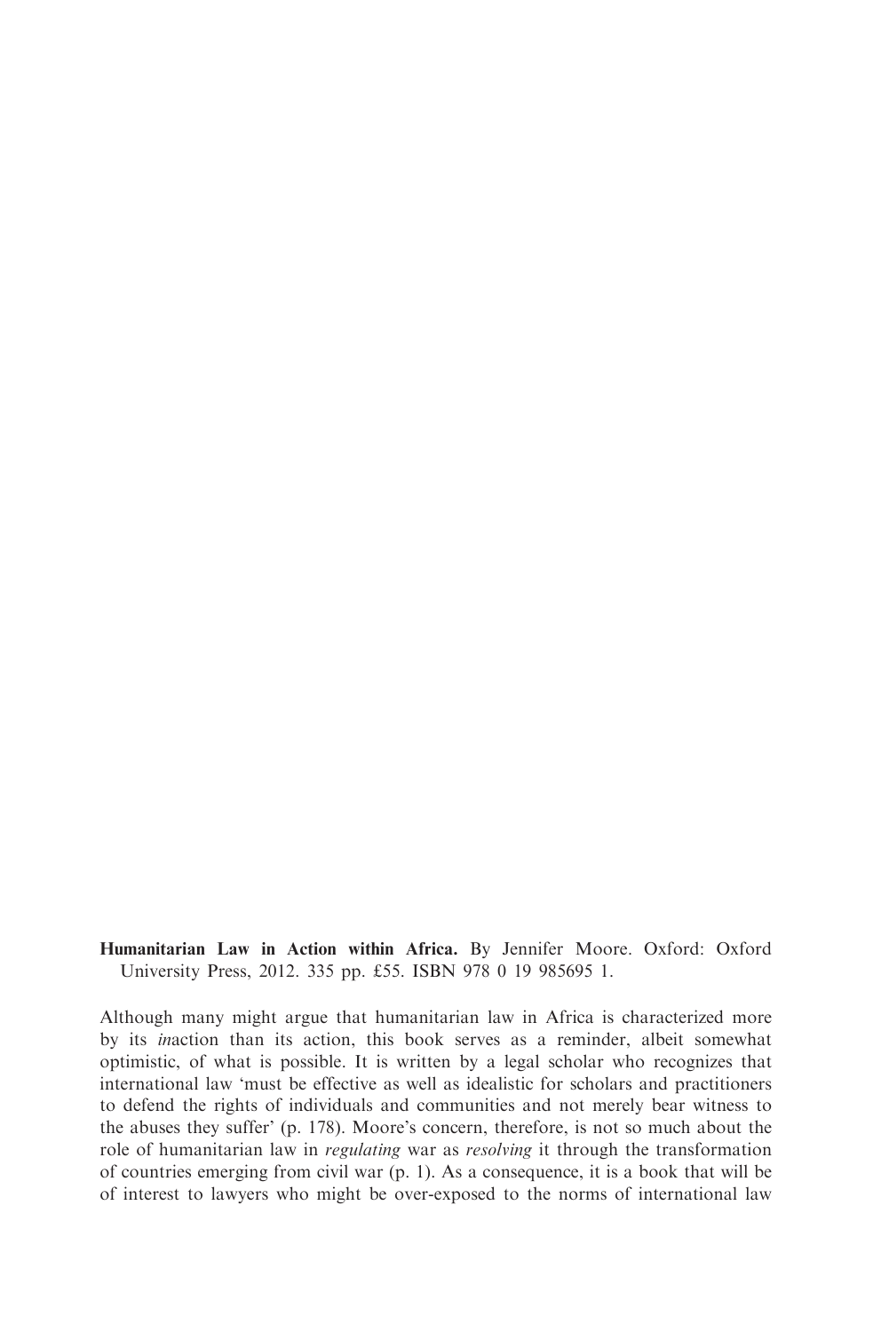**Humanitarian Law in Action within Africa.** By Jennifer Moore. Oxford: Oxford University Press, 2012. 335 pp. £55. ISBN 978 0 19 985695 1.

Although many might argue that humanitarian law in Africa is characterized more by its *in*action than its action, this book serves as a reminder, albeit somewhat optimistic, of what is possible. It is written by a legal scholar who recognizes that international law 'must be effective as well as idealistic for scholars and practitioners to defend the rights of individuals and communities and not merely bear witness to the abuses they suffer' (p. 178). Moore's concern, therefore, is not so much about the role of humanitarian law in *regulating* war as *resolving* it through the transformation of countries emerging from civil war (p. 1). As a consequence, it is a book that will be of interest to lawyers who might be over-exposed to the norms of international law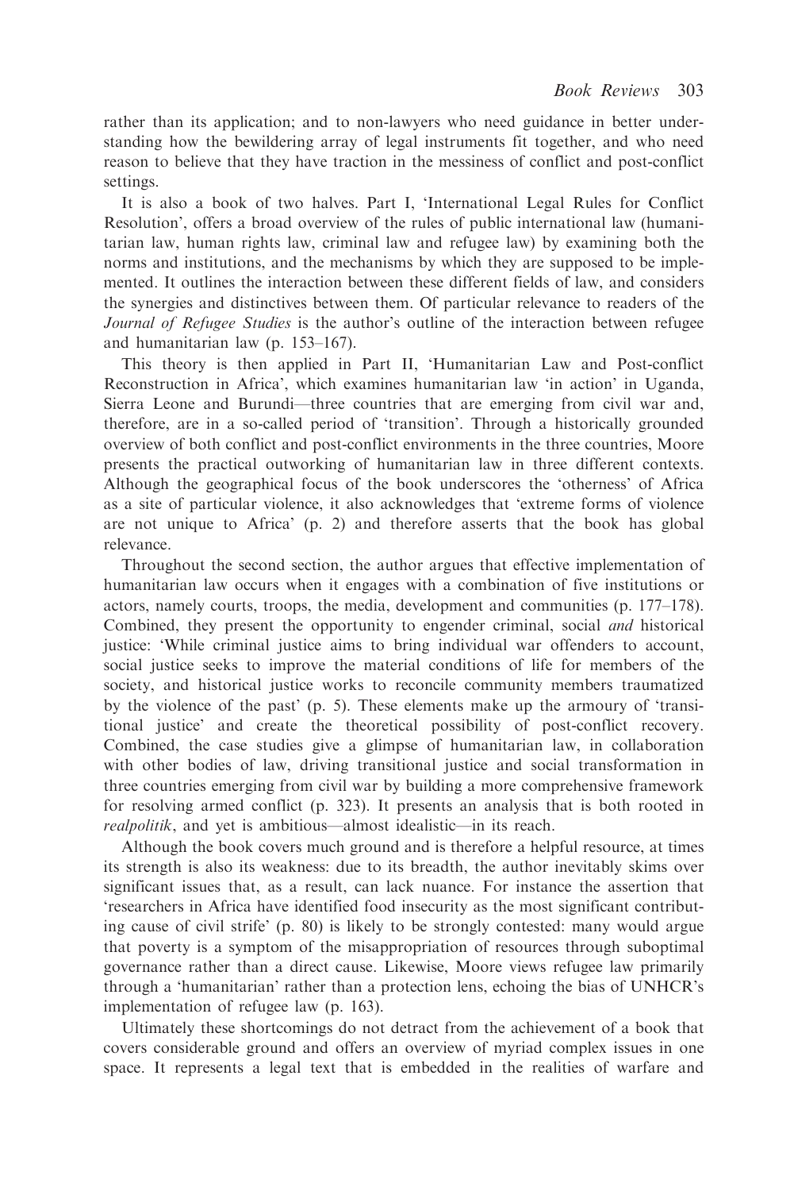rather than its application; and to non-lawyers who need guidance in better understanding how the bewildering array of legal instruments fit together, and who need reason to believe that they have traction in the messiness of conflict and post-conflict settings.

It is also a book of two halves. Part I, 'International Legal Rules for Conflict Resolution', offers a broad overview of the rules of public international law (humanitarian law, human rights law, criminal law and refugee law) by examining both the norms and institutions, and the mechanisms by which they are supposed to be implemented. It outlines the interaction between these different fields of law, and considers the synergies and distinctives between them. Of particular relevance to readers of the *Journal of Refugee Studies* is the author's outline of the interaction between refugee and humanitarian law (p. 153–167).

This theory is then applied in Part II, 'Humanitarian Law and Post-conflict Reconstruction in Africa', which examines humanitarian law 'in action' in Uganda, Sierra Leone and Burundi—three countries that are emerging from civil war and, therefore, are in a so-called period of 'transition'. Through a historically grounded overview of both conflict and post-conflict environments in the three countries, Moore presents the practical outworking of humanitarian law in three different contexts. Although the geographical focus of the book underscores the 'otherness' of Africa as a site of particular violence, it also acknowledges that 'extreme forms of violence are not unique to Africa' (p. 2) and therefore asserts that the book has global relevance.

Throughout the second section, the author argues that effective implementation of humanitarian law occurs when it engages with a combination of five institutions or actors, namely courts, troops, the media, development and communities (p. 177–178). Combined, they present the opportunity to engender criminal, social *and* historical justice: 'While criminal justice aims to bring individual war offenders to account, social justice seeks to improve the material conditions of life for members of the society, and historical justice works to reconcile community members traumatized by the violence of the past' (p. 5). These elements make up the armoury of 'transitional justice' and create the theoretical possibility of post-conflict recovery. Combined, the case studies give a glimpse of humanitarian law, in collaboration with other bodies of law, driving transitional justice and social transformation in three countries emerging from civil war by building a more comprehensive framework for resolving armed conflict (p. 323). It presents an analysis that is both rooted in *realpolitik*, and yet is ambitious—almost idealistic—in its reach.

Although the book covers much ground and is therefore a helpful resource, at times its strength is also its weakness: due to its breadth, the author inevitably skims over significant issues that, as a result, can lack nuance. For instance the assertion that 'researchers in Africa have identified food insecurity as the most significant contributing cause of civil strife' (p. 80) is likely to be strongly contested: many would argue that poverty is a symptom of the misappropriation of resources through suboptimal governance rather than a direct cause. Likewise, Moore views refugee law primarily through a 'humanitarian' rather than a protection lens, echoing the bias of UNHCR's implementation of refugee law (p. 163).

Ultimately these shortcomings do not detract from the achievement of a book that covers considerable ground and offers an overview of myriad complex issues in one space. It represents a legal text that is embedded in the realities of warfare and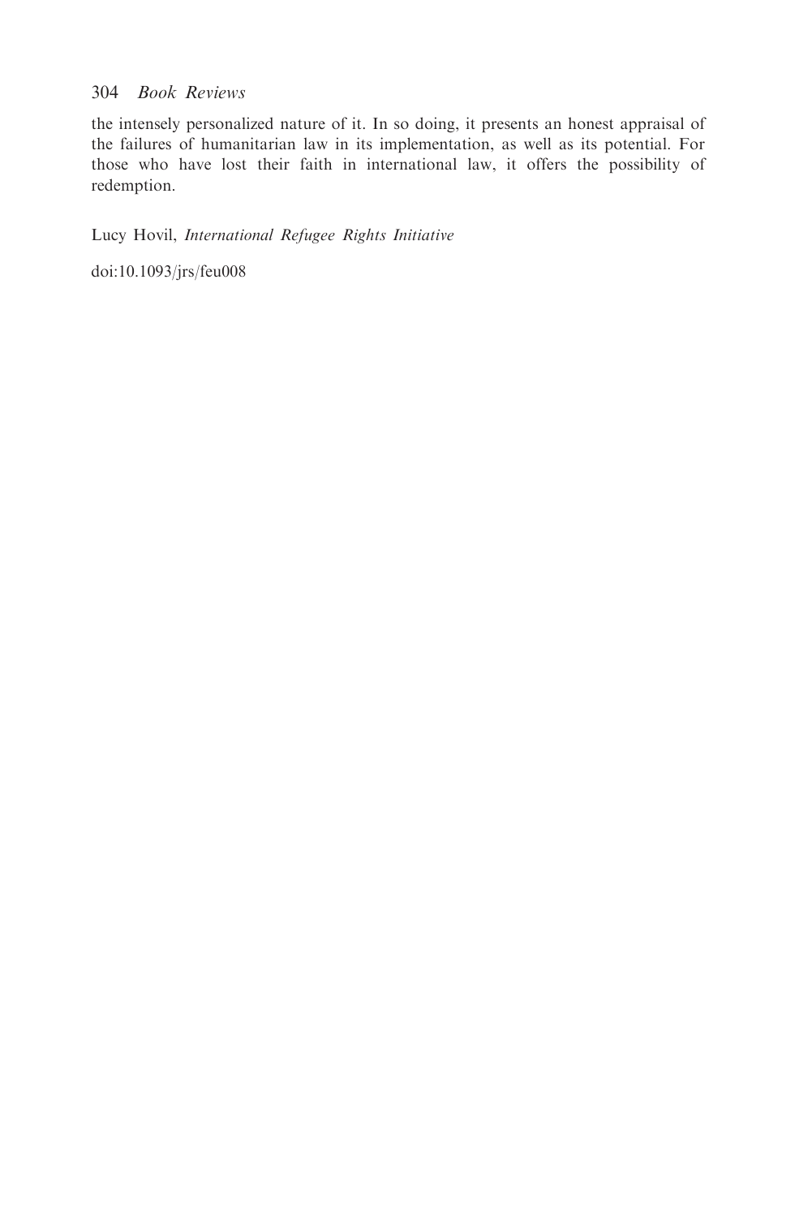the intensely personalized nature of it. In so doing, it presents an honest appraisal of the failures of humanitarian law in its implementation, as well as its potential. For those who have lost their faith in international law, it offers the possibility of redemption.

Lucy Hovil, *International Refugee Rights Initiative*

doi:10.1093/jrs/feu008